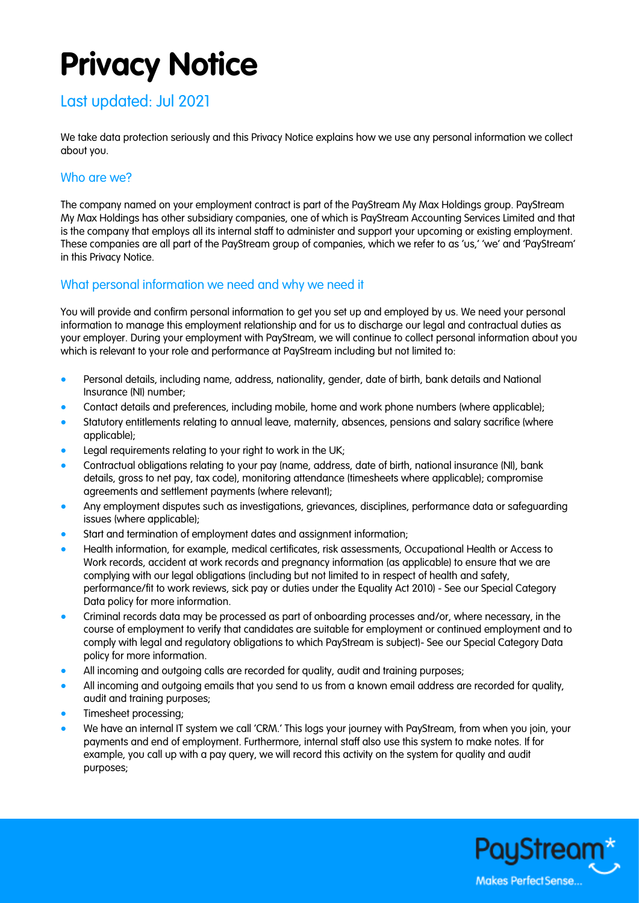# Privacy Notice

## Last updated: Jul 2021

We take data protection seriously and this Privacy Notice explains how we use any personal information we collect about you.

### Who are we?

The company named on your employment contract is part of the PayStream My Max Holdings group. PayStream My Max Holdings has other subsidiary companies, one of which is PayStream Accounting Services Limited and that is the company that employs all its internal staff to administer and support your upcoming or existing employment. These companies are all part of the PayStream group of companies, which we refer to as 'us,' 'we' and 'PayStream' in this Privacy Notice.

### What personal information we need and why we need it

You will provide and confirm personal information to get you set up and employed by us. We need your personal information to manage this employment relationship and for us to discharge our legal and contractual duties as your employer. During your employment with PayStream, we will continue to collect personal information about you which is relevant to your role and performance at PayStream including but not limited to:

- Personal details, including name, address, nationality, gender, date of birth, bank details and National Insurance (NI) number;
- Contact details and preferences, including mobile, home and work phone numbers (where applicable);
- Statutory entitlements relating to annual leave, maternity, absences, pensions and salary sacrifice (where applicable);
- Legal requirements relating to your right to work in the UK;
- Contractual obligations relating to your pay (name, address, date of birth, national insurance (NI), bank details, gross to net pay, tax code), monitoring attendance (timesheets where applicable); compromise agreements and settlement payments (where relevant);
- Any employment disputes such as investigations, grievances, disciplines, performance data or safeguarding issues (where applicable);
- Start and termination of employment dates and assignment information;
- Health information, for example, medical certificates, risk assessments, Occupational Health or Access to Work records, accident at work records and pregnancy information (as applicable) to ensure that we are complying with our legal obligations (including but not limited to in respect of health and safety, performance/fit to work reviews, sick pay or duties under the Equality Act 2010) - See our Special Category Data policy for more information.
- Criminal records data may be processed as part of onboarding processes and/or, where necessary, in the course of employment to verify that candidates are suitable for employment or continued employment and to comply with legal and regulatory obligations to which PayStream is subject)- See our Special Category Data policy for more information.
- All incoming and outgoing calls are recorded for quality, audit and training purposes;
- All incoming and outgoing emails that you send to us from a known email address are recorded for quality, audit and training purposes;
- Timesheet processing;
- We have an internal IT system we call 'CRM.' This logs your journey with PayStream, from when you join, your payments and end of employment. Furthermore, internal staff also use this system to make notes. If for example, you call up with a pay query, we will record this activity on the system for quality and audit purposes;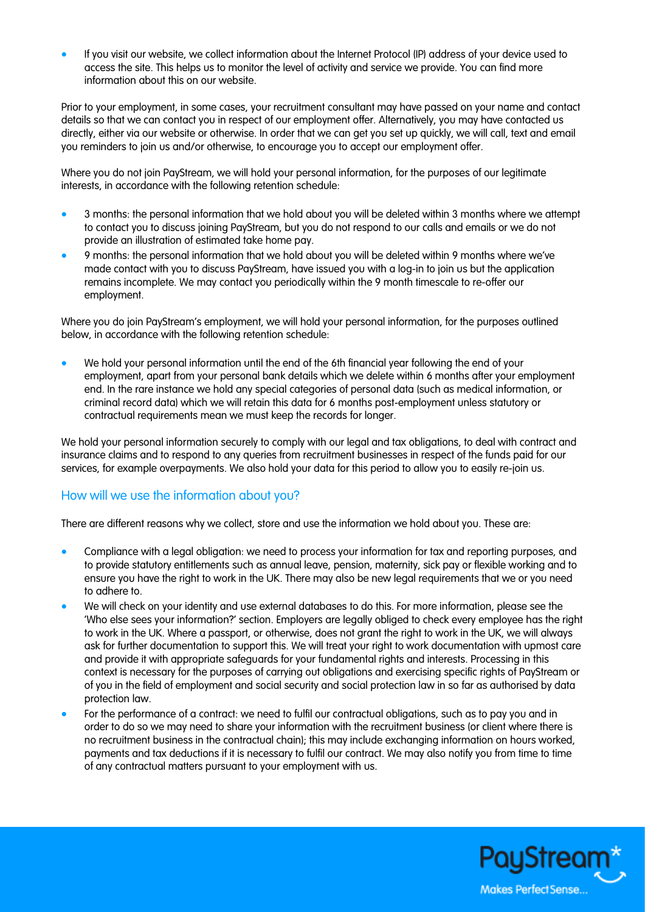- If you visit our website, we collect information about the Internet Protocol (IP) address of your device used to access the site. This helps us to monitor the level of activity and service we provide. You can find more information about this on our website.

Prior to your employment, in some cases, your recruitment consultant may have passed on your name and contact details so that we can contact you in respect of our employment offer. Alternatively, you may have contacted us directly, either via our website or otherwise. In order that we can get you set up quickly, we will call, text and email you reminders to join us and/or otherwise, to encourage you to accept our employment offer.

Where you do not join PayStream, we will hold your personal information, for the purposes of our legitimate interests, in accordance with the following retention schedule:

- 3 months: the personal information that we hold about you will be deleted within 3 months where we attempt to contact you to discuss joining PayStream, but you do not respond to our calls and emails or we do not provide an illustration of estimated take home pay.
- 9 months: the personal information that we hold about you will be deleted within 9 months where we've made contact with you to discuss PayStream, have issued you with a log-in to join us but the application remains incomplete. We may contact you periodically within the 9 month timescale to re-offer our employment.

Where you do join PayStream's employment, we will hold your personal information, for the purposes outlined below, in accordance with the following retention schedule:

- We hold your personal information until the end of the 6th financial year following the end of your employment, apart from your personal bank details which we delete within 6 months after your employment end. In the rare instance we hold any special categories of personal data (such as medical information, or criminal record data) which we will retain this data for 6 months post-employment unless statutory or contractual requirements mean we must keep the records for longer.

We hold your personal information securely to comply with our legal and tax obligations, to deal with contract and insurance claims and to respond to any queries from recruitment businesses in respect of the funds paid for our services, for example overpayments. We also hold your data for this period to allow you to easily re-join us.

## How will we use the information about you?

There are different reasons why we collect, store and use the information we hold about you. These are:

- Compliance with a legal obligation: we need to process your information for tax and reporting purposes, and to provide statutory entitlements such as annual leave, pension, maternity, sick pay or flexible working and to ensure you have the right to work in the UK. There may also be new legal requirements that we or you need to adhere to.
- We will check on your identity and use external databases to do this. For more information, please see the 'Who else sees your information?' section. Employers are legally obliged to check every employee has the right to work in the UK. Where a passport, or otherwise, does not grant the right to work in the UK, we will always ask for further documentation to support this. We will treat your right to work documentation with upmost care and provide it with appropriate safeguards for your fundamental rights and interests. Processing in this context is necessary for the purposes of carrying out obligations and exercising specific rights of PayStream or of you in the field of employment and social security and social protection law in so far as authorised by data protection law.
- For the performance of a contract: we need to fulfil our contractual obligations, such as to pay you and in order to do so we may need to share your information with the recruitment business (or client where there is no recruitment business in the contractual chain); this may include exchanging information on hours worked, payments and tax deductions if it is necessary to fulfil our contract. We may also notify you from time to time of any contractual matters pursuant to your employment with us.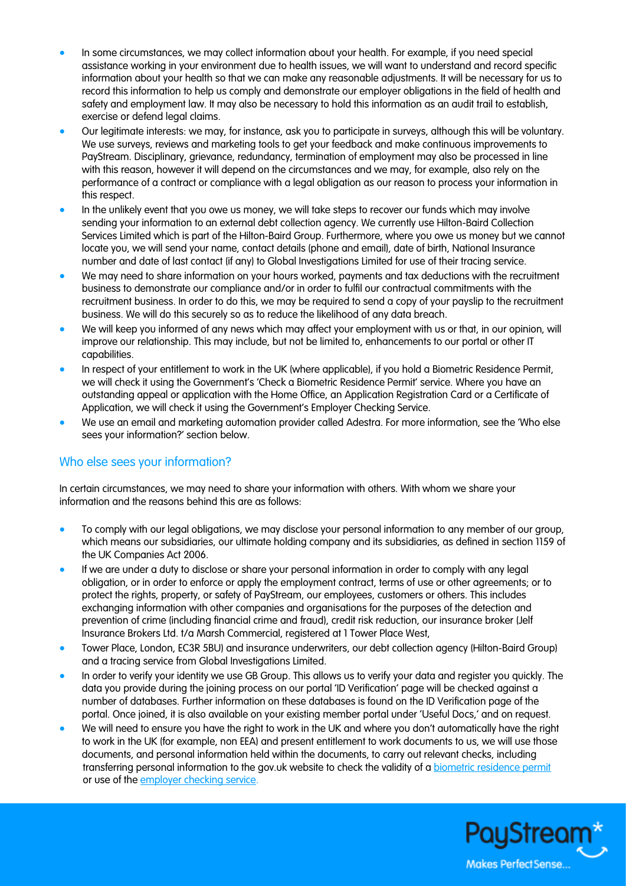- In some circumstances, we may collect information about your health. For example, if you need special assistance working in your environment due to health issues, we will want to understand and record specific information about your health so that we can make any reasonable adjustments. It will be necessary for us to record this information to help us comply and demonstrate our employer obligations in the field of health and safety and employment law. It may also be necessary to hold this information as an audit trail to establish, exercise or defend legal claims.
- Our legitimate interests: we may, for instance, ask you to participate in surveys, although this will be voluntary. We use surveys, reviews and marketing tools to get your feedback and make continuous improvements to PayStream. Disciplinary, grievance, redundancy, termination of employment may also be processed in line with this reason, however it will depend on the circumstances and we may, for example, also rely on the performance of a contract or compliance with a legal obligation as our reason to process your information in this respect.
- In the unlikely event that you owe us money, we will take steps to recover our funds which may involve sending your information to an external debt collection agency. We currently use Hilton-Baird Collection Services Limited which is part of the Hilton-Baird Group. Furthermore, where you owe us money but we cannot locate you, we will send your name, contact details (phone and email), date of birth, National Insurance number and date of last contact (if any) to Global Investigations Limited for use of their tracing service.
- We may need to share information on your hours worked, payments and tax deductions with the recruitment business to demonstrate our compliance and/or in order to fulfil our contractual commitments with the recruitment business. In order to do this, we may be required to send a copy of your payslip to the recruitment business. We will do this securely so as to reduce the likelihood of any data breach.
- We will keep you informed of any news which may affect your employment with us or that, in our opinion, will improve our relationship. This may include, but not be limited to, enhancements to our portal or other IT capabilities.
- In respect of your entitlement to work in the UK (where applicable), if you hold a Biometric Residence Permit, we will check it using the Government's 'Check a Biometric Residence Permit' service. Where you have an outstanding appeal or application with the Home Office, an Application Registration Card or a Certificate of Application, we will check it using the Government's Employer Checking Service.
- We use an email and marketing automation provider called Adestra. For more information, see the 'Who else sees your information?' section below.

## Who else sees your information?

In certain circumstances, we may need to share your information with others. With whom we share your information and the reasons behind this are as follows:

- To comply with our legal obligations, we may disclose your personal information to any member of our group, which means our subsidiaries, our ultimate holding company and its subsidiaries, as defined in section 1159 of the UK Companies Act 2006.
- If we are under a duty to disclose or share your personal information in order to comply with any legal obligation, or in order to enforce or apply the employment contract, terms of use or other agreements; or to protect the rights, property, or safety of PayStream, our employees, customers or others. This includes exchanging information with other companies and organisations for the purposes of the detection and prevention of crime (including financial crime and fraud), credit risk reduction, our insurance broker (Jelf Insurance Brokers Ltd. t/a Marsh Commercial, registered at 1 Tower Place West,
- Tower Place, London, EC3R 5BU) and insurance underwriters, our debt collection agency (Hilton-Baird Group) and a tracing service from Global Investigations Limited.
- In order to verify your identity we use GB Group. This allows us to verify your data and register you quickly. The data you provide during the joining process on our portal 'ID Verification' page will be checked against a number of databases. Further information on these databases is found on the ID Verification page of the portal. Once joined, it is also available on your existing member portal under 'Useful Docs,' and on request.
- We will need to ensure you have the right to work in the UK and where you don't automatically have the right to work in the UK (for example, non EEA) and present entitlement to work documents to us, we will use those documents, and personal information held within the documents, to carry out relevant checks, including transferring personal information to the gov.uk website to check the validity of a biometric residence permit or use of the employer checking service.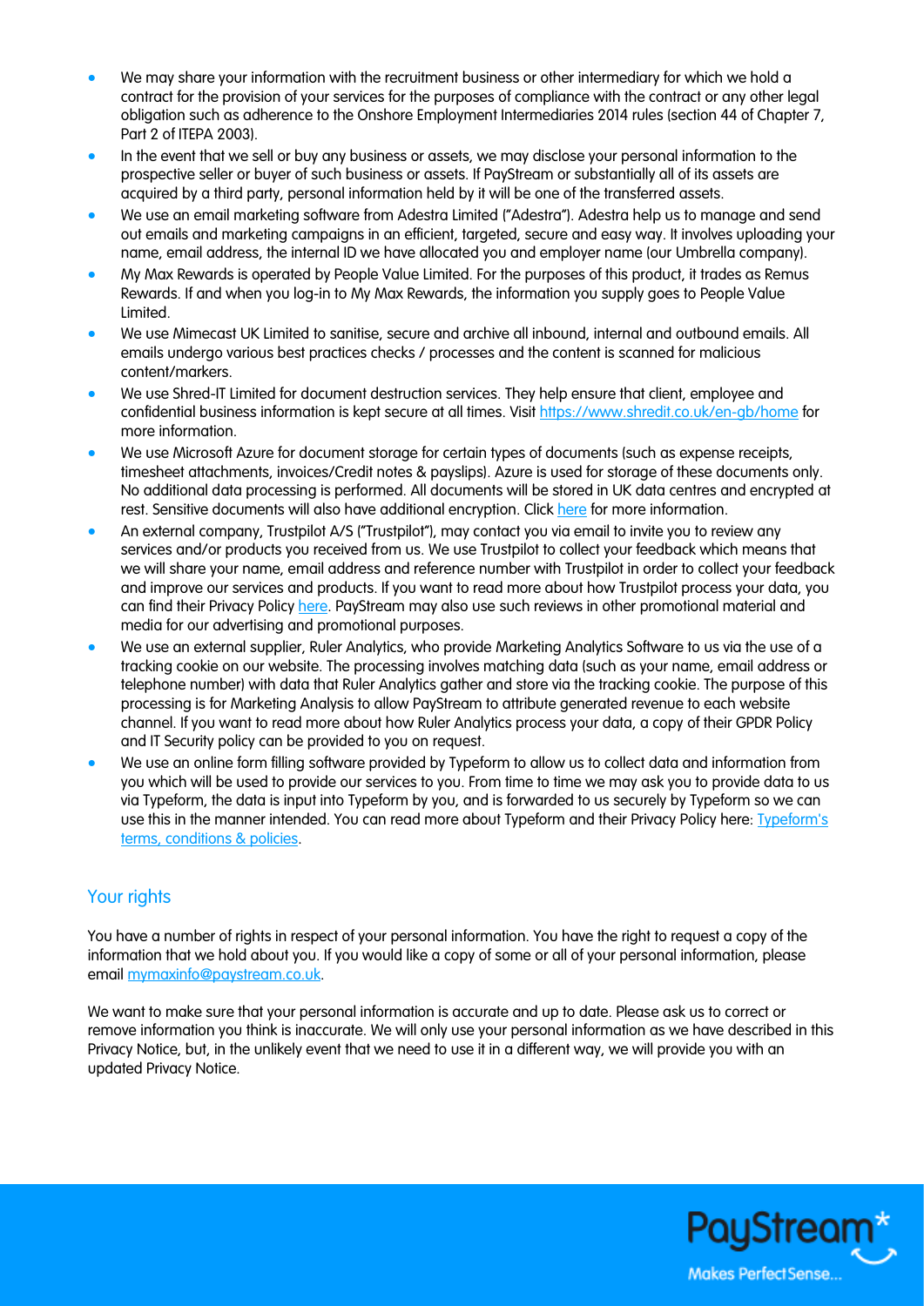- We may share your information with the recruitment business or other intermediary for which we hold a contract for the provision of your services for the purposes of compliance with the contract or any other legal obligation such as adherence to the Onshore Employment Intermediaries 2014 rules (section 44 of Chapter 7, Part 2 of ITEPA 2003).
- In the event that we sell or buy any business or assets, we may disclose your personal information to the prospective seller or buyer of such business or assets. If PayStream or substantially all of its assets are acquired by a third party, personal information held by it will be one of the transferred assets.
- We use an email marketing software from Adestra Limited ("Adestra"). Adestra help us to manage and send out emails and marketing campaigns in an efficient, targeted, secure and easy way. It involves uploading your name, email address, the internal ID we have allocated you and employer name (our Umbrella company).
- My Max Rewards is operated by People Value Limited. For the purposes of this product, it trades as Remus Rewards. If and when you log-in to My Max Rewards, the information you supply goes to People Value Limited.
- We use Mimecast UK Limited to sanitise, secure and archive all inbound, internal and outbound emails. All emails undergo various best practices checks / processes and the content is scanned for malicious content/markers.
- We use Shred-IT Limited for document destruction services. They help ensure that client, employee and confidential business information is kept secure at all times. Visit [https://www.shredit.co.uk/en-gb/home](https://www.shredit.co.uk/en-gb/home) for more information.
- We use Microsoft Azure for document storage for certain types of documents (such as expense receipts, timesheet attachments, invoices/Credit notes & payslips). Azure is used for storage of these documents only. No additional data processing is performed. All documents will be stored in UK data centres and encrypted at rest. Sensitive documents will also have additional encryption. Click here for more information.
- An external company, Trustpilot A/S ("Trustpilot"), may contact you via email to invite you to review any services and/or products you received from us. We use Trustpilot to collect your feedback which means that we will share your name, email address and reference number with Trustpilot in order to collect your feedback and improve our services and products. If you want to read more about how Trustpilot process your data, you can find their Privacy Policy here. PayStream may also use such reviews in other promotional material and media for our advertising and promotional purposes.
- We use an external supplier, Ruler Analytics, who provide Marketing Analytics Software to us via the use of a tracking cookie on our website. The processing involves matching data (such as your name, email address or telephone number) with data that Ruler Analytics gather and store via the tracking cookie. The purpose of this processing is for Marketing Analysis to allow PayStream to attribute generated revenue to each website channel. If you want to read more about how Ruler Analytics process your data, a copy of their GPDR Policy and IT Security policy can be provided to you on request.
- We use an online form filling software provided by Typeform to allow us to collect data and information from you which will be used to provide our services to you. From time to time we may ask you to provide data to us via Typeform, the data is input into Typeform by you, and is forwarded to us securely by Typeform so we can use this in the manner intended. You can read more about Typeform and their Privacy Policy here: Typeform's terms, conditions & policies.

## Your rights

You have a number of rights in respect of your personal information. You have the right to request a copy of the information that we hold about you. If you would like a copy of some or all of your personal information, please email mymaxinfo@paystream.co.uk.

We want to make sure that your personal information is accurate and up to date. Please ask us to correct or remove information you think is inaccurate. We will only use your personal information as we have described in this Privacy Notice, but, in the unlikely event that we need to use it in a different way, we will provide you with an updated Privacy Notice.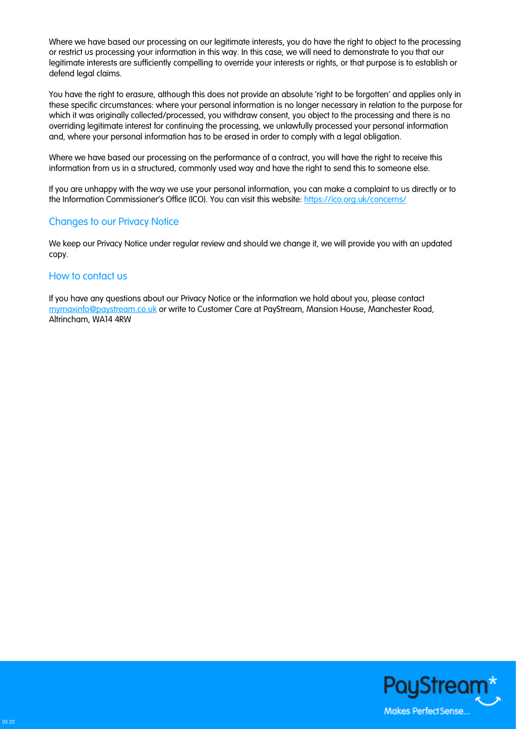Where we have based our processing on our legitimate interests, you do have the right to object to the processing or restrict us processing your information in this way. In this case, we will need to demonstrate to you that our legitimate interests are sufficiently compelling to override your interests or rights, or that purpose is to establish or defend legal claims.

You have the right to erasure, although this does not provide an absolute 'right to be forgotten' and applies only in these specific circumstances: where your personal information is no longer necessary in relation to the purpose for which it was originally collected/processed, you withdraw consent, you object to the processing and there is no overriding legitimate interest for continuing the processing, we unlawfully processed your personal information and, where your personal information has to be erased in order to comply with a legal obligation.

Where we have based our processing on the performance of a contract, you will have the right to receive this information from us in a structured, commonly used way and have the right to send this to someone else.

If you are unhappy with the way we use your personal information, you can make a complaint to us directly or to the Information Commissioner's Office (ICO). You can visit this website: https://ico.org.uk/concerns/

## Changes to our Privacy Notice

We keep our Privacy Notice under regular review and should we change it, we will provide you with an updated copy.

## How to contact us

If you have any questions about our Privacy Notice or the information we hold about you, please contact mymaxinfo@paystream.co.uk or write to Customer Care at PayStream, Mansion House, Manchester Road, Altrincham, WA14 4RW

PayStream*
Makes Perfect Sense...